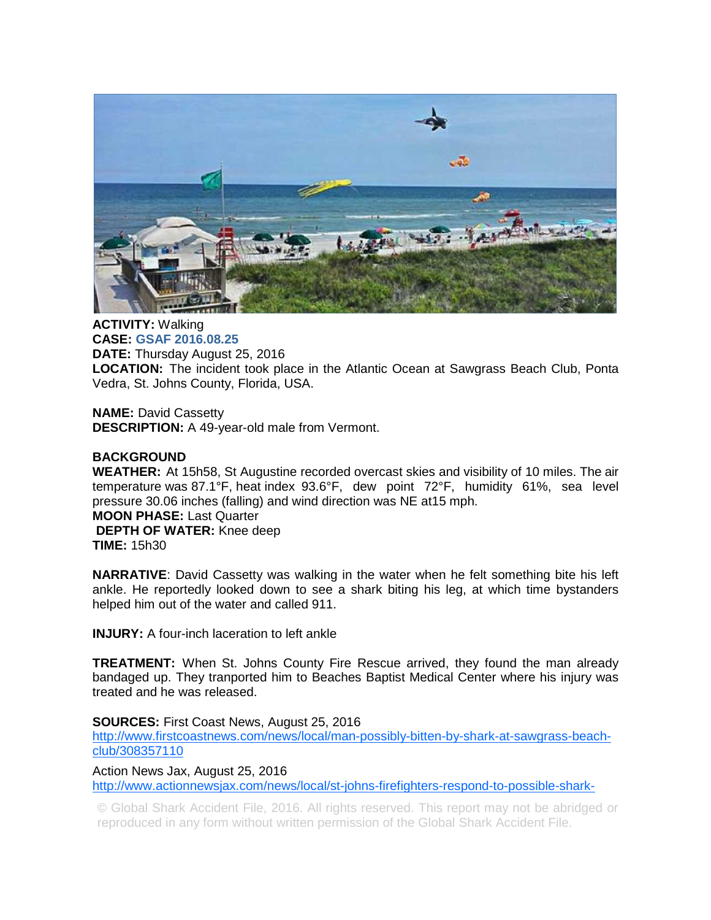**ACTIVITY:** Walking
**CASE:** **GSAF 2016.08.25**
**DATE:** Thursday August 25, 2016
**LOCATION:** The incident took place in the Atlantic Ocean at Sawgrass Beach Club, Ponta Vedra, St. Johns County, Florida, USA.

**NAME:** David Cassetty
**DESCRIPTION:** A 49-year-old male from Vermont.

**BACKGROUND**
**WEATHER:** At 15h58, St Augustine recorded overcast skies and visibility of 10 miles. The air temperature was 87.1°F, heat index 93.6°F, dew point 72°F, humidity 61%, sea level pressure 30.06 inches (falling) and wind direction was NE at15 mph.
**MOON PHASE:** Last Quarter
**DEPTH OF WATER:** Knee deep
**TIME:** 15h30

**NARRATIVE**: David Cassetty was walking in the water when he felt something bite his left ankle. He reportedly looked down to see a shark biting his leg, at which time bystanders helped him out of the water and called 911.

**INJURY:** A four-inch laceration to left ankle

**TREATMENT:** When St. Johns County Fire Rescue arrived, they found the man already bandaged up. They tranported him to Beaches Baptist Medical Center where his injury was treated and he was released.

**SOURCES:** First Coast News, August 25, 2016
http://www.firstcoastnews.com/news/local/man-possibly-bitten-by-shark-at-sawgrass-beach-club/308357110

Action News Jax, August 25, 2016
http://www.actionnewsjax.com/news/local/st-johns-firefighters-respond-to-possible-shark-

© Global Shark Accident File, 2016. All rights reserved. This report may not be abridged or reproduced in any form without written permission of the Global Shark Accident File.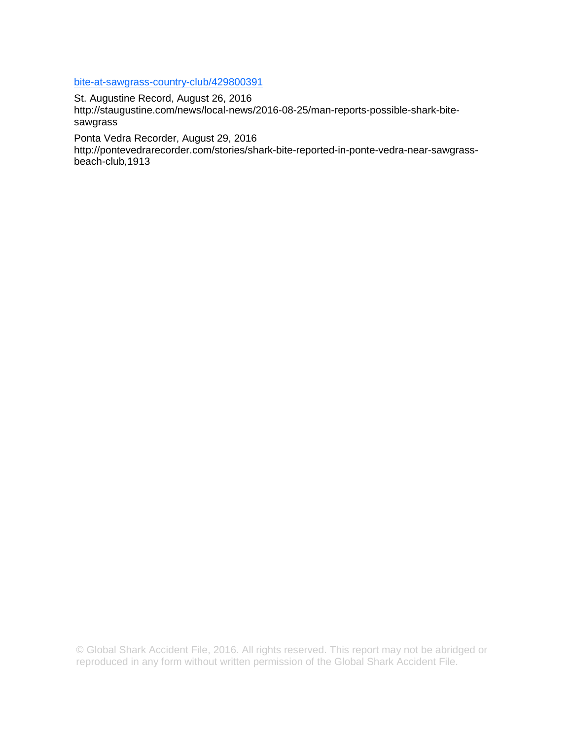[bite-at-sawgrass-country-club/429800391](bite-at-sawgrass-country-club/429800391)

St. Augustine Record, August 26, 2016
http://staugustine.com/news/local-news/2016-08-25/man-reports-possible-shark-bite-sawgrass

Ponta Vedra Recorder, August 29, 2016
http://pontevedrarecorder.com/stories/shark-bite-reported-in-ponte-vedra-near-sawgrass-beach-club,1913

© Global Shark Accident File, 2016. All rights reserved. This report may not be abridged or reproduced in any form without written permission of the Global Shark Accident File.